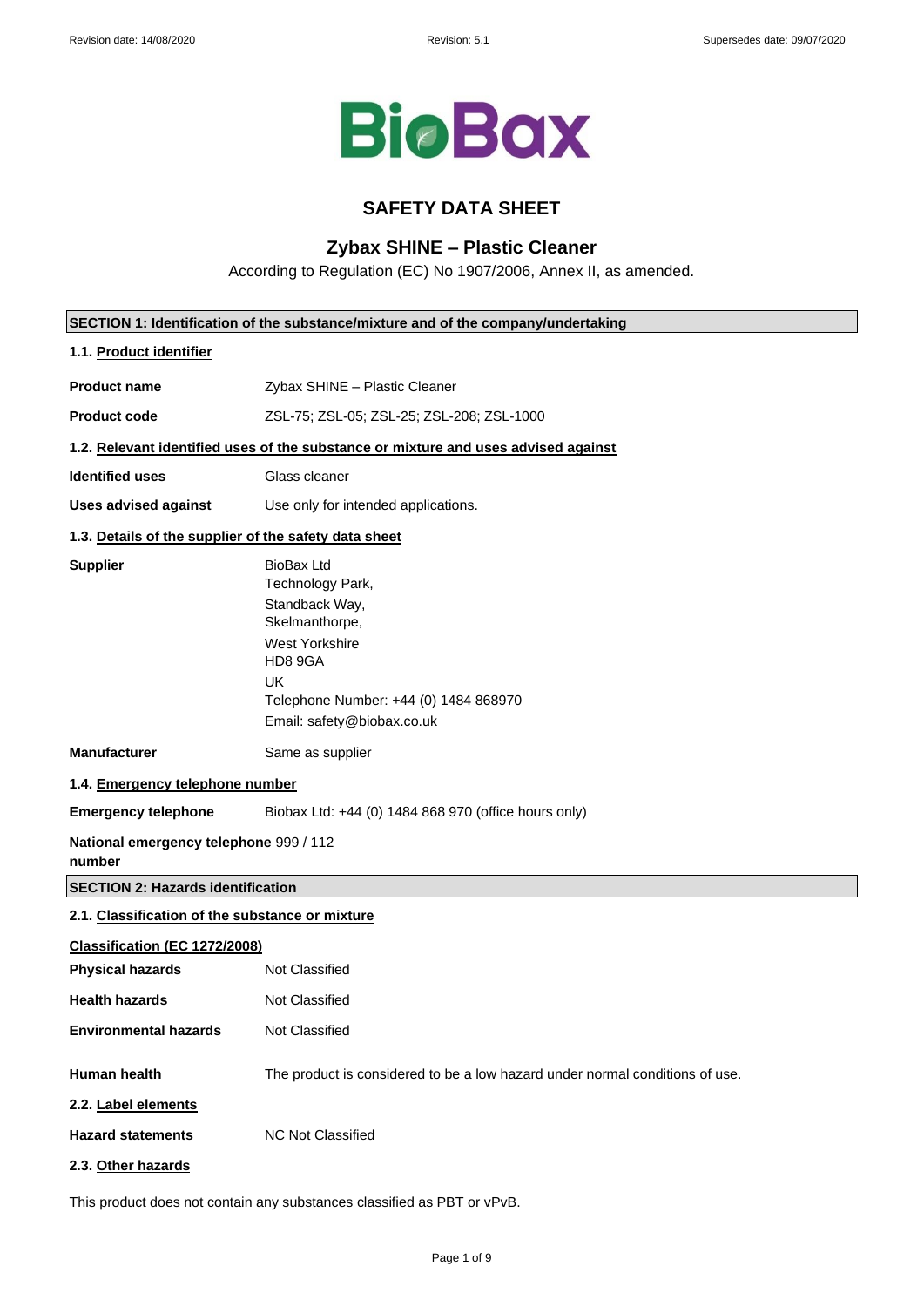Revision date: 14/08/2020 | Revision: 5.1 | Supersedes date: 09/07/2020

BioBax

# SAFETY DATA SHEET

## Zybax SHINE – Plastic Cleaner

According to Regulation (EC) No 1907/2006, Annex II, as amended.

### SECTION 1: Identification of the substance/mixture and of the company/undertaking

**1.1. Product identifier**

**Product name** Zybax SHINE – Plastic Cleaner

**Product code** ZSL-75; ZSL-05; ZSL-25; ZSL-208; ZSL-1000

**1.2. Relevant identified uses of the substance or mixture and uses advised against**

**Identified uses** Glass cleaner

**Uses advised against** Use only for intended applications.

**1.3. Details of the supplier of the safety data sheet**

**Supplier**
BioBax Ltd
Technology Park,
Standback Way,
Skelmanthorpe,
West Yorkshire
HD8 9GA
UK
Telephone Number: +44 (0) 1484 868970
Email: safety@biobax.co.uk

**Manufacturer** Same as supplier

**1.4. Emergency telephone number**

**Emergency telephone** Biobax Ltd: +44 (0) 1484 868 970 (office hours only)

**National emergency telephone number** 999 / 112

### SECTION 2: Hazards identification

**2.1. Classification of the substance or mixture**

**Classification (EC 1272/2008)**

**Physical hazards** Not Classified

**Health hazards** Not Classified

**Environmental hazards** Not Classified

**Human health** The product is considered to be a low hazard under normal conditions of use.

**2.2. Label elements**

**Hazard statements** NC Not Classified

**2.3. Other hazards**

This product does not contain any substances classified as PBT or vPvB.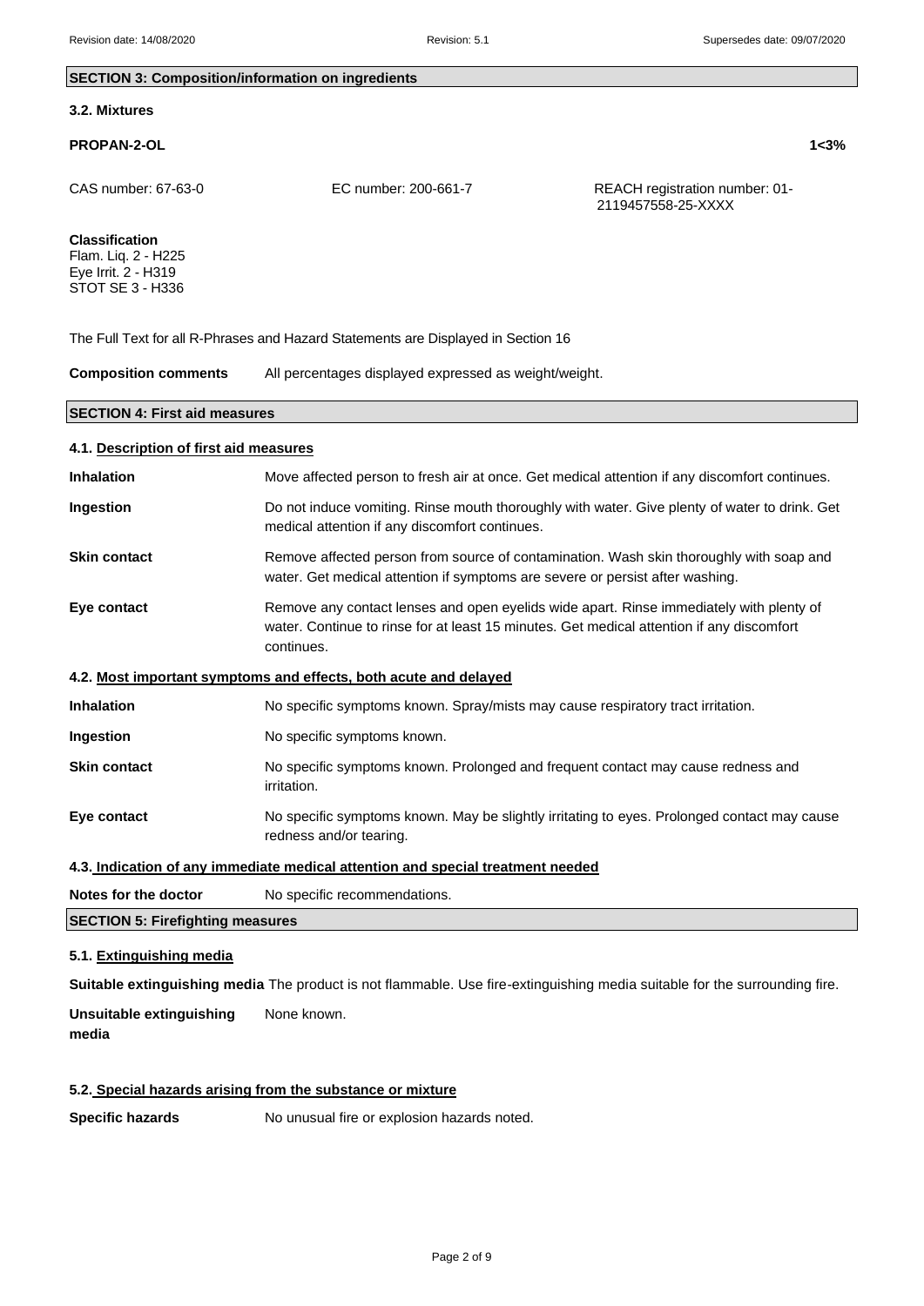## SECTION 3: Composition/information on ingredients

### 3.2. Mixtures

**PROPAN-2-OL** **1<3%**

| CAS number: 67-63-0 | EC number: 200-661-7 | REACH registration number: 01-2119457558-25-XXXX |
|---|---|---|

**Classification**
Flam. Liq. 2 - H225
Eye Irrit. 2 - H319
STOT SE 3 - H336

The Full Text for all R-Phrases and Hazard Statements are Displayed in Section 16

**Composition comments** All percentages displayed expressed as weight/weight.

## SECTION 4: First aid measures

### 4.1. Description of first aid measures

**Inhalation** Move affected person to fresh air at once. Get medical attention if any discomfort continues.

**Ingestion** Do not induce vomiting. Rinse mouth thoroughly with water. Give plenty of water to drink. Get medical attention if any discomfort continues.

**Skin contact** Remove affected person from source of contamination. Wash skin thoroughly with soap and water. Get medical attention if symptoms are severe or persist after washing.

**Eye contact** Remove any contact lenses and open eyelids wide apart. Rinse immediately with plenty of water. Continue to rinse for at least 15 minutes. Get medical attention if any discomfort continues.

### 4.2. Most important symptoms and effects, both acute and delayed

**Inhalation** No specific symptoms known. Spray/mists may cause respiratory tract irritation.

**Ingestion** No specific symptoms known.

**Skin contact** No specific symptoms known. Prolonged and frequent contact may cause redness and irritation.

**Eye contact** No specific symptoms known. May be slightly irritating to eyes. Prolonged contact may cause redness and/or tearing.

### 4.3. Indication of any immediate medical attention and special treatment needed

**Notes for the doctor** No specific recommendations.

## SECTION 5: Firefighting measures

### 5.1. Extinguishing media

**Suitable extinguishing media** The product is not flammable. Use fire-extinguishing media suitable for the surrounding fire.

**Unsuitable extinguishing media** None known.

### 5.2. Special hazards arising from the substance or mixture

**Specific hazards** No unusual fire or explosion hazards noted.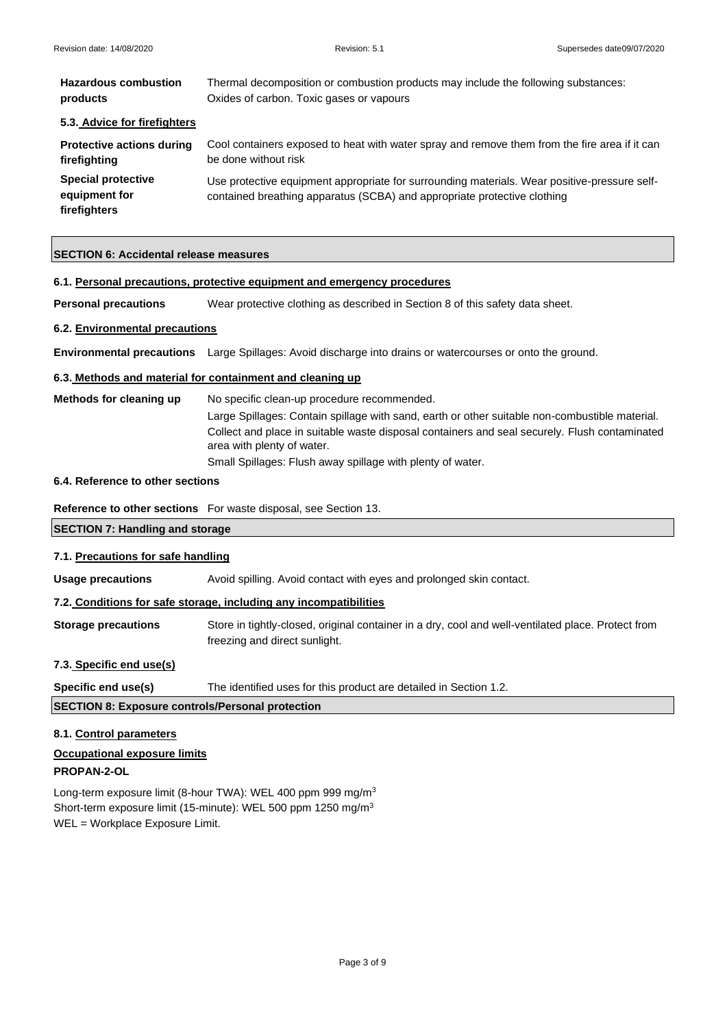**Hazardous combustion products** Thermal decomposition or combustion products may include the following substances: Oxides of carbon. Toxic gases or vapours

### 5.3. Advice for firefighters

**Protective actions during firefighting** Cool containers exposed to heat with water spray and remove them from the fire area if it can be done without risk

**Special protective equipment for firefighters** Use protective equipment appropriate for surrounding materials. Wear positive-pressure self-contained breathing apparatus (SCBA) and appropriate protective clothing

## SECTION 6: Accidental release measures

### 6.1. Personal precautions, protective equipment and emergency procedures

**Personal precautions** Wear protective clothing as described in Section 8 of this safety data sheet.

### 6.2. Environmental precautions

**Environmental precautions** Large Spillages: Avoid discharge into drains or watercourses or onto the ground.

### 6.3. Methods and material for containment and cleaning up

**Methods for cleaning up** No specific clean-up procedure recommended.

Large Spillages: Contain spillage with sand, earth or other suitable non-combustible material. Collect and place in suitable waste disposal containers and seal securely. Flush contaminated area with plenty of water.

Small Spillages: Flush away spillage with plenty of water.

### 6.4. Reference to other sections

**Reference to other sections** For waste disposal, see Section 13.

## SECTION 7: Handling and storage

### 7.1. Precautions for safe handling

**Usage precautions** Avoid spilling. Avoid contact with eyes and prolonged skin contact.

### 7.2. Conditions for safe storage, including any incompatibilities

**Storage precautions** Store in tightly-closed, original container in a dry, cool and well-ventilated place. Protect from freezing and direct sunlight.

### 7.3. Specific end use(s)

**Specific end use(s)** The identified uses for this product are detailed in Section 1.2.

## SECTION 8: Exposure controls/Personal protection

### 8.1. Control parameters

**Occupational exposure limits**

**PROPAN-2-OL**

Long-term exposure limit (8-hour TWA): WEL 400 ppm 999 mg/m$^3$
Short-term exposure limit (15-minute): WEL 500 ppm 1250 mg/m$^3$
WEL = Workplace Exposure Limit.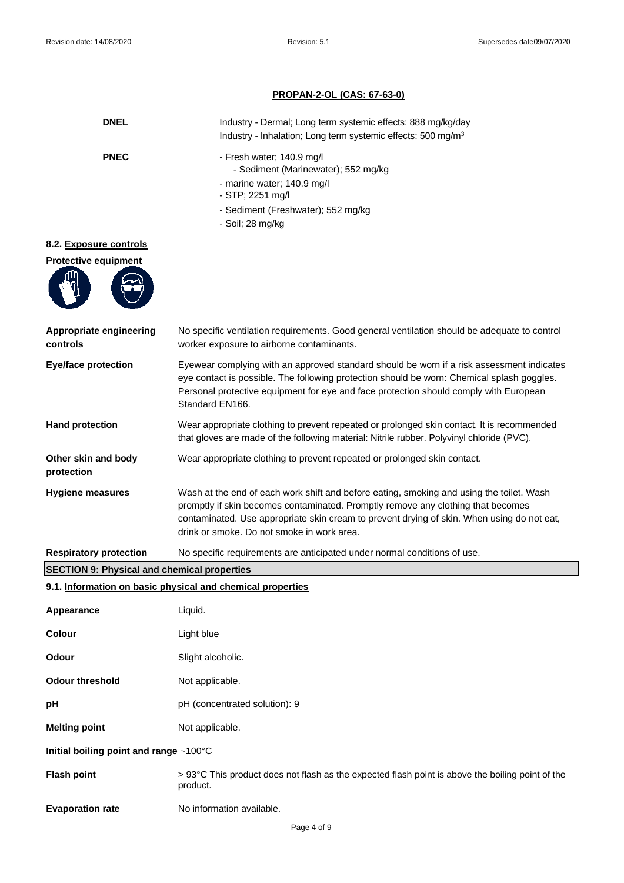**PROPAN-2-OL (CAS: 67-63-0)**

| | |
|---|---|
| **DNEL** | Industry - Dermal; Long term systemic effects: 888 mg/kg/day<br>Industry - Inhalation; Long term systemic effects: 500 mg/m$^3$ |
| **PNEC** | - Fresh water; 140.9 mg/l<br>- Sediment (Marinewater); 552 mg/kg<br>- marine water; 140.9 mg/l<br>- STP; 2251 mg/l<br>- Sediment (Freshwater); 552 mg/kg<br>- Soil; 28 mg/kg |

### 8.2. Exposure controls

**Protective equipment**

| | |
|---|---|
| **Appropriate engineering controls** | No specific ventilation requirements. Good general ventilation should be adequate to control worker exposure to airborne contaminants. |
| **Eye/face protection** | Eyewear complying with an approved standard should be worn if a risk assessment indicates eye contact is possible. The following protection should be worn: Chemical splash goggles. Personal protective equipment for eye and face protection should comply with European Standard EN166. |
| **Hand protection** | Wear appropriate clothing to prevent repeated or prolonged skin contact. It is recommended that gloves are made of the following material: Nitrile rubber. Polyvinyl chloride (PVC). |
| **Other skin and body protection** | Wear appropriate clothing to prevent repeated or prolonged skin contact. |
| **Hygiene measures** | Wash at the end of each work shift and before eating, smoking and using the toilet. Wash promptly if skin becomes contaminated. Promptly remove any clothing that becomes contaminated. Use appropriate skin cream to prevent drying of skin. When using do not eat, drink or smoke. Do not smoke in work area. |
| **Respiratory protection** | No specific requirements are anticipated under normal conditions of use. |

## SECTION 9: Physical and chemical properties

### 9.1. Information on basic physical and chemical properties

| | |
|---|---|
| **Appearance** | Liquid. |
| **Colour** | Light blue |
| **Odour** | Slight alcoholic. |
| **Odour threshold** | Not applicable. |
| **pH** | pH (concentrated solution): 9 |
| **Melting point** | Not applicable. |
| **Initial boiling point and range** | ~100°C |
| **Flash point** | > 93°C This product does not flash as the expected flash point is above the boiling point of the product. |
| **Evaporation rate** | No information available. |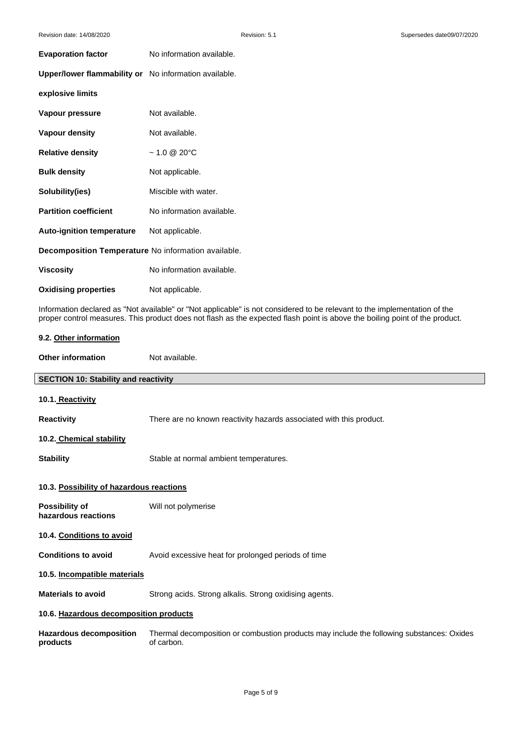**Evaporation factor** No information available.

**Upper/lower flammability or explosive limits** No information available.

**Vapour pressure** Not available.

**Vapour density** Not available.

**Relative density** ~ 1.0 @ 20°C

**Bulk density** Not applicable.

**Solubility(ies)** Miscible with water.

**Partition coefficient** No information available.

**Auto-ignition temperature** Not applicable.

**Decomposition Temperature** No information available.

**Viscosity** No information available.

**Oxidising properties** Not applicable.

Information declared as "Not available" or "Not applicable" is not considered to be relevant to the implementation of the proper control measures. This product does not flash as the expected flash point is above the boiling point of the product.

### 9.2. Other information

**Other information** Not available.

## SECTION 10: Stability and reactivity

### 10.1. Reactivity

**Reactivity** There are no known reactivity hazards associated with this product.

### 10.2. Chemical stability

**Stability** Stable at normal ambient temperatures.

### 10.3. Possibility of hazardous reactions

**Possibility of hazardous reactions** Will not polymerise

### 10.4. Conditions to avoid

**Conditions to avoid** Avoid excessive heat for prolonged periods of time

### 10.5. Incompatible materials

**Materials to avoid** Strong acids. Strong alkalis. Strong oxidising agents.

### 10.6. Hazardous decomposition products

**Hazardous decomposition products** Thermal decomposition or combustion products may include the following substances: Oxides of carbon.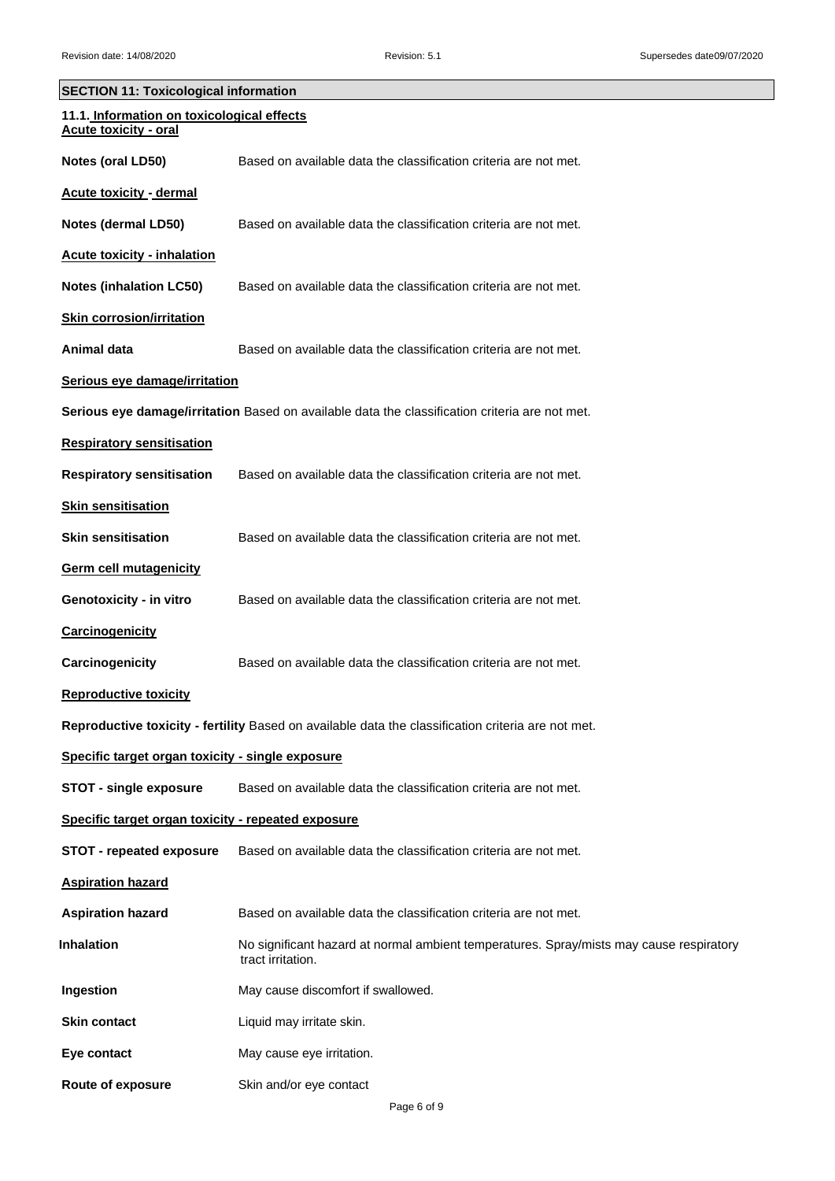## SECTION 11: Toxicological information

### 11.1. Information on toxicological effects

**Acute toxicity - oral**

**Notes (oral LD50)** Based on available data the classification criteria are not met.

**Acute toxicity - dermal**

**Notes (dermal LD50)** Based on available data the classification criteria are not met.

**Acute toxicity - inhalation**

**Notes (inhalation LC50)** Based on available data the classification criteria are not met.

**Skin corrosion/irritation**

**Animal data** Based on available data the classification criteria are not met.

**Serious eye damage/irritation**

**Serious eye damage/irritation** Based on available data the classification criteria are not met.

**Respiratory sensitisation**

**Respiratory sensitisation** Based on available data the classification criteria are not met.

**Skin sensitisation**

**Skin sensitisation** Based on available data the classification criteria are not met.

**Germ cell mutagenicity**

**Genotoxicity - in vitro** Based on available data the classification criteria are not met.

**Carcinogenicity**

**Carcinogenicity** Based on available data the classification criteria are not met.

**Reproductive toxicity**

**Reproductive toxicity - fertility** Based on available data the classification criteria are not met.

**Specific target organ toxicity - single exposure**

**STOT - single exposure** Based on available data the classification criteria are not met.

**Specific target organ toxicity - repeated exposure**

**STOT - repeated exposure** Based on available data the classification criteria are not met.

**Aspiration hazard**

**Aspiration hazard** Based on available data the classification criteria are not met.

**Inhalation** No significant hazard at normal ambient temperatures. Spray/mists may cause respiratory tract irritation.

**Ingestion** May cause discomfort if swallowed.

**Skin contact** Liquid may irritate skin.

**Eye contact** May cause eye irritation.

**Route of exposure** Skin and/or eye contact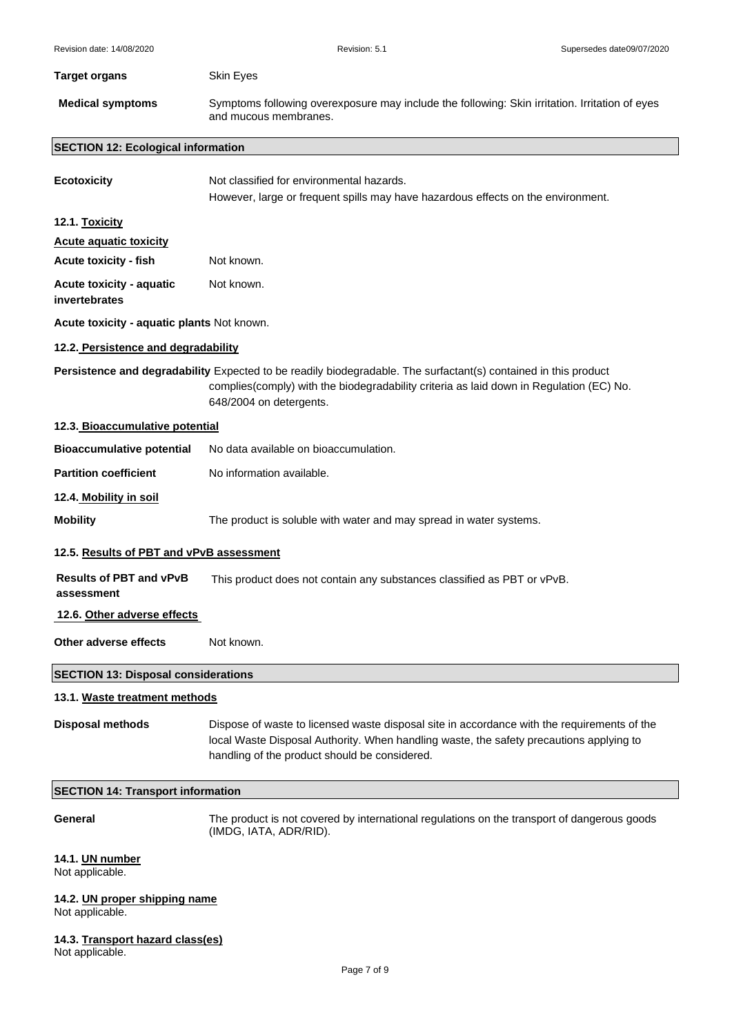**Target organs** Skin Eyes

**Medical symptoms** Symptoms following overexposure may include the following: Skin irritation. Irritation of eyes and mucous membranes.

## SECTION 12: Ecological information

**Ecotoxicity** Not classified for environmental hazards.
However, large or frequent spills may have hazardous effects on the environment.

### 12.1. Toxicity

**Acute aquatic toxicity**

**Acute toxicity - fish** Not known.

**Acute toxicity - aquatic invertebrates** Not known.

**Acute toxicity - aquatic plants** Not known.

### 12.2. Persistence and degradability

**Persistence and degradability** Expected to be readily biodegradable. The surfactant(s) contained in this product complies(comply) with the biodegradability criteria as laid down in Regulation (EC) No. 648/2004 on detergents.

### 12.3. Bioaccumulative potential

**Bioaccumulative potential** No data available on bioaccumulation.

**Partition coefficient** No information available.

### 12.4. Mobility in soil

**Mobility** The product is soluble with water and may spread in water systems.

### 12.5. Results of PBT and vPvB assessment

**Results of PBT and vPvB assessment** This product does not contain any substances classified as PBT or vPvB.

### 12.6. Other adverse effects

**Other adverse effects** Not known.

## SECTION 13: Disposal considerations

### 13.1. Waste treatment methods

**Disposal methods** Dispose of waste to licensed waste disposal site in accordance with the requirements of the local Waste Disposal Authority. When handling waste, the safety precautions applying to handling of the product should be considered.

## SECTION 14: Transport information

**General** The product is not covered by international regulations on the transport of dangerous goods (IMDG, IATA, ADR/RID).

### 14.1. UN number

Not applicable.

### 14.2. UN proper shipping name

Not applicable.

### 14.3. Transport hazard class(es)

Not applicable.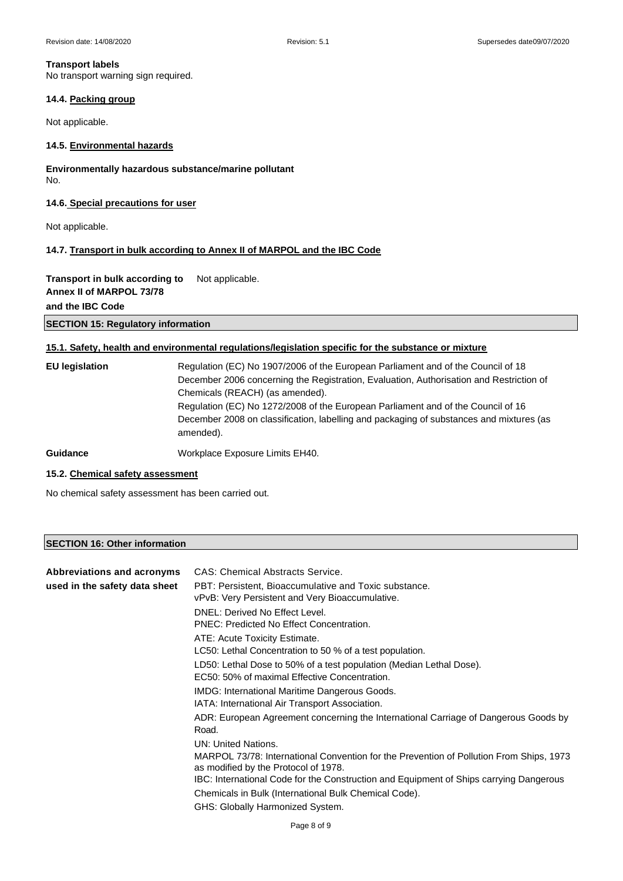**Transport labels**

No transport warning sign required.

### 14.4. Packing group

Not applicable.

### 14.5. Environmental hazards

**Environmentally hazardous substance/marine pollutant**

No.

### 14.6. Special precautions for user

Not applicable.

### 14.7. Transport in bulk according to Annex II of MARPOL and the IBC Code

**Transport in bulk according to Annex II of MARPOL 73/78 and the IBC Code** Not applicable.

## SECTION 15: Regulatory information

### 15.1. Safety, health and environmental regulations/legislation specific for the substance or mixture

**EU legislation** Regulation (EC) No 1907/2006 of the European Parliament and of the Council of 18 December 2006 concerning the Registration, Evaluation, Authorisation and Restriction of Chemicals (REACH) (as amended).
Regulation (EC) No 1272/2008 of the European Parliament and of the Council of 16 December 2008 on classification, labelling and packaging of substances and mixtures (as amended).

**Guidance** Workplace Exposure Limits EH40.

### 15.2. Chemical safety assessment

No chemical safety assessment has been carried out.

## SECTION 16: Other information

**Abbreviations and acronyms used in the safety data sheet**

CAS: Chemical Abstracts Service.
PBT: Persistent, Bioaccumulative and Toxic substance.
vPvB: Very Persistent and Very Bioaccumulative.
DNEL: Derived No Effect Level.
PNEC: Predicted No Effect Concentration.
ATE: Acute Toxicity Estimate.
LC50: Lethal Concentration to 50 % of a test population.
LD50: Lethal Dose to 50% of a test population (Median Lethal Dose).
EC50: 50% of maximal Effective Concentration.
IMDG: International Maritime Dangerous Goods.
IATA: International Air Transport Association.
ADR: European Agreement concerning the International Carriage of Dangerous Goods by Road.
UN: United Nations.
MARPOL 73/78: International Convention for the Prevention of Pollution From Ships, 1973 as modified by the Protocol of 1978.
IBC: International Code for the Construction and Equipment of Ships carrying Dangerous Chemicals in Bulk (International Bulk Chemical Code).
GHS: Globally Harmonized System.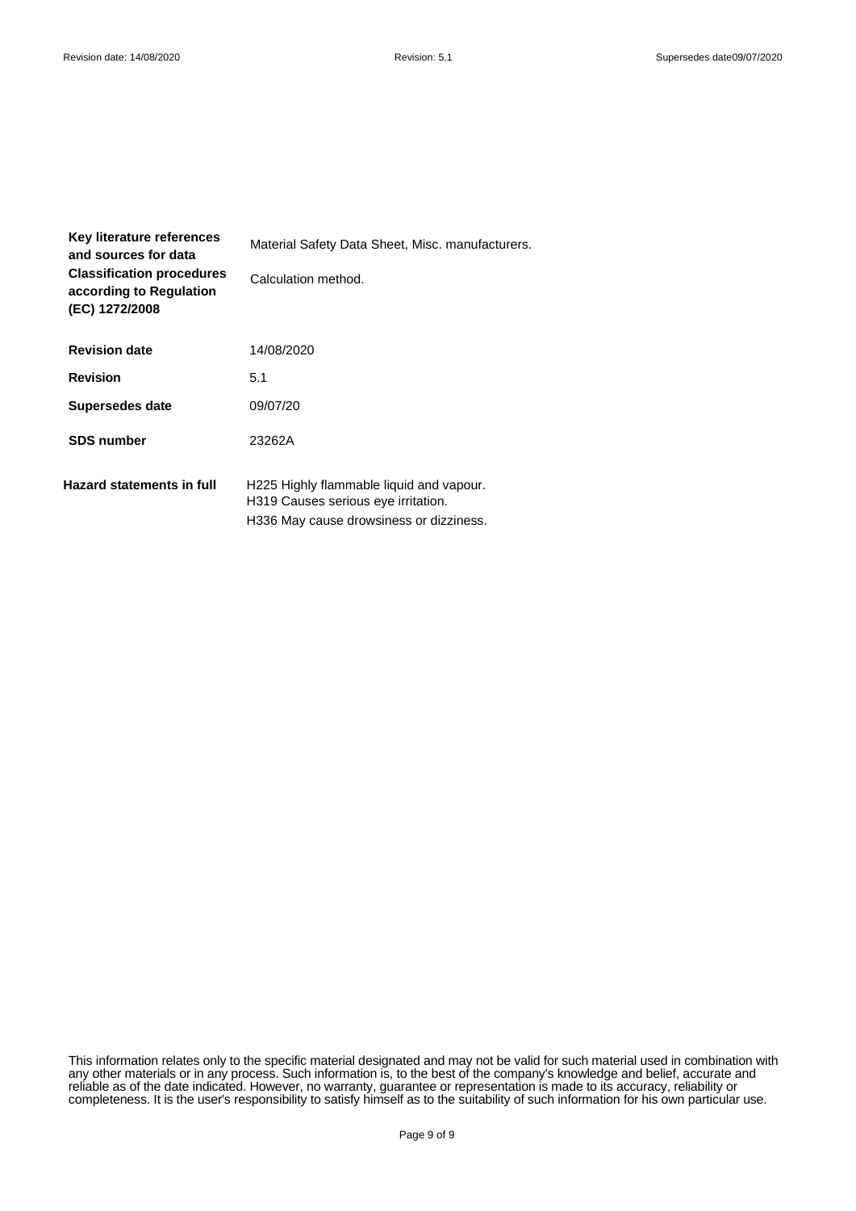| | |
|---|---|
| **Key literature references and sources for data** | Material Safety Data Sheet, Misc. manufacturers. |
| **Classification procedures according to Regulation (EC) 1272/2008** | Calculation method. |
| **Revision date** | 14/08/2020 |
| **Revision** | 5.1 |
| **Supersedes date** | 09/07/20 |
| **SDS number** | 23262A |
| **Hazard statements in full** | H225 Highly flammable liquid and vapour.<br>H319 Causes serious eye irritation.<br>H336 May cause drowsiness or dizziness. |

This information relates only to the specific material designated and may not be valid for such material used in combination with any other materials or in any process. Such information is, to the best of the company's knowledge and belief, accurate and reliable as of the date indicated. However, no warranty, guarantee or representation is made to its accuracy, reliability or completeness. It is the user's responsibility to satisfy himself as to the suitability of such information for his own particular use.